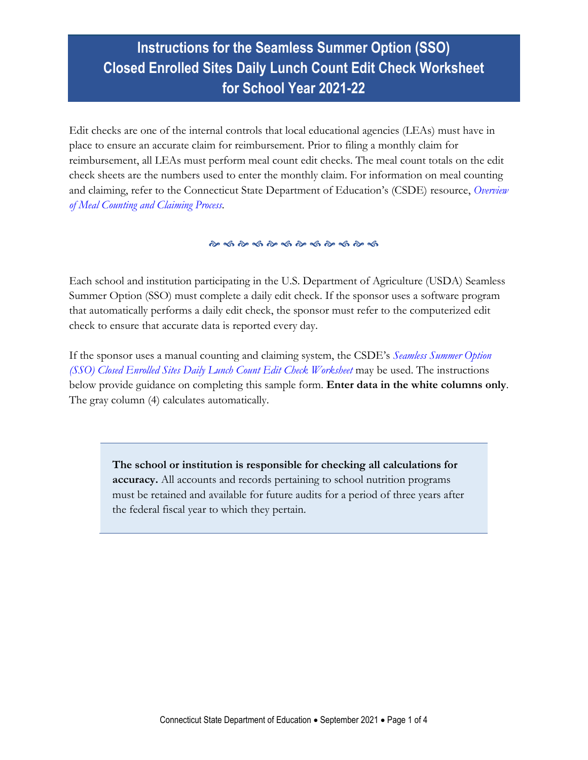# Instructions for the Seamless Summer Option (SSO) Closed Enrolled Sites Daily Lunch Count Edit Check Worksheet for School Year 2021-22

Edit checks are one of the internal controls that local educational agencies (LEAs) must have in place to ensure an accurate claim for reimbursement. Prior to filing a monthly claim for reimbursement, all LEAs must perform meal count edit checks. The meal count totals on the edit check sheets are the numbers used to enter the monthly claim. For information on meal counting and claiming, refer to the Connecticut State Department of Education's (CSDE) resource, *Overview of Meal Counting and Claiming Process*.

Each school and institution participating in the U.S. Department of Agriculture (USDA) Seamless Summer Option (SSO) must complete a daily edit check. If the sponsor uses a software program that automatically performs a daily edit check, the sponsor must refer to the computerized edit check to ensure that accurate data is reported every day.

If the sponsor uses a manual counting and claiming system, the CSDE's *Seamless Summer Option (SSO) Closed Enrolled Sites Daily Lunch Count Edit Check Worksheet* may be used. The instructions below provide guidance on completing this sample form. **Enter data in the white columns only**. The gray column (4) calculates automatically.

> **The school or institution is responsible for checking all calculations for accuracy.** All accounts and records pertaining to school nutrition programs must be retained and available for future audits for a period of three years after the federal fiscal year to which they pertain.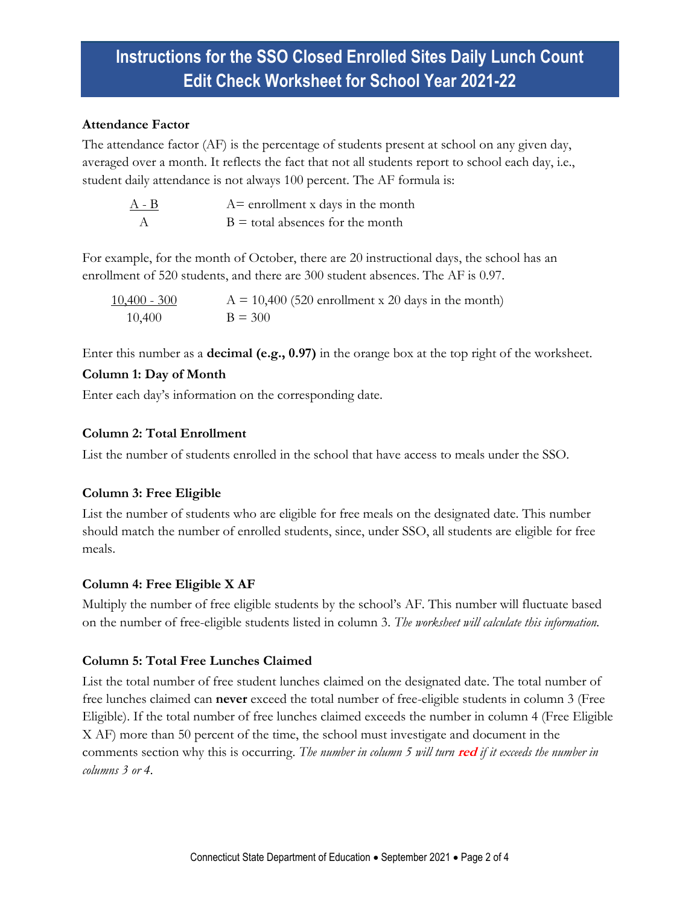# Instructions for the SSO Closed Enrolled Sites Daily Lunch Count Edit Check Worksheet for School Year 2021-22

**Attendance Factor**

The attendance factor (AF) is the percentage of students present at school on any given day, averaged over a month. It reflects the fact that not all students report to school each day, i.e., student daily attendance is not always 100 percent. The AF formula is:

$$\frac{A - B}{A}$$

A= enrollment x days in the month
B = total absences for the month

For example, for the month of October, there are 20 instructional days, the school has an enrollment of 520 students, and there are 300 student absences. The AF is 0.97.

$$\frac{10{,}400 - 300}{10{,}400}$$

A = 10,400 (520 enrollment x 20 days in the month)
B = 300

Enter this number as a **decimal (e.g., 0.97)** in the orange box at the top right of the worksheet.

**Column 1: Day of Month**

Enter each day's information on the corresponding date.

**Column 2: Total Enrollment**

List the number of students enrolled in the school that have access to meals under the SSO.

**Column 3: Free Eligible**

List the number of students who are eligible for free meals on the designated date. This number should match the number of enrolled students, since, under SSO, all students are eligible for free meals.

**Column 4: Free Eligible X AF**

Multiply the number of free eligible students by the school's AF. This number will fluctuate based on the number of free-eligible students listed in column 3. *The worksheet will calculate this information.*

**Column 5: Total Free Lunches Claimed**

List the total number of free student lunches claimed on the designated date. The total number of free lunches claimed can **never** exceed the total number of free-eligible students in column 3 (Free Eligible). If the total number of free lunches claimed exceeds the number in column 4 (Free Eligible X AF) more than 50 percent of the time, the school must investigate and document in the comments section why this is occurring. *The number in column 5 will turn* ***red*** *if it exceeds the number in columns 3 or 4.*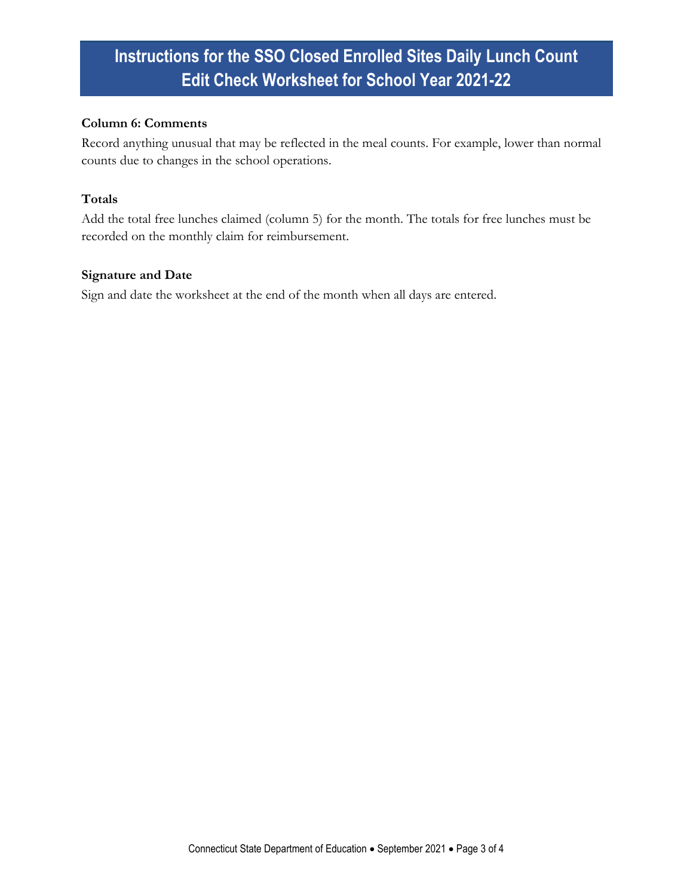# Instructions for the SSO Closed Enrolled Sites Daily Lunch Count Edit Check Worksheet for School Year 2021-22

**Column 6: Comments**

Record anything unusual that may be reflected in the meal counts. For example, lower than normal counts due to changes in the school operations.

**Totals**

Add the total free lunches claimed (column 5) for the month. The totals for free lunches must be recorded on the monthly claim for reimbursement.

**Signature and Date**

Sign and date the worksheet at the end of the month when all days are entered.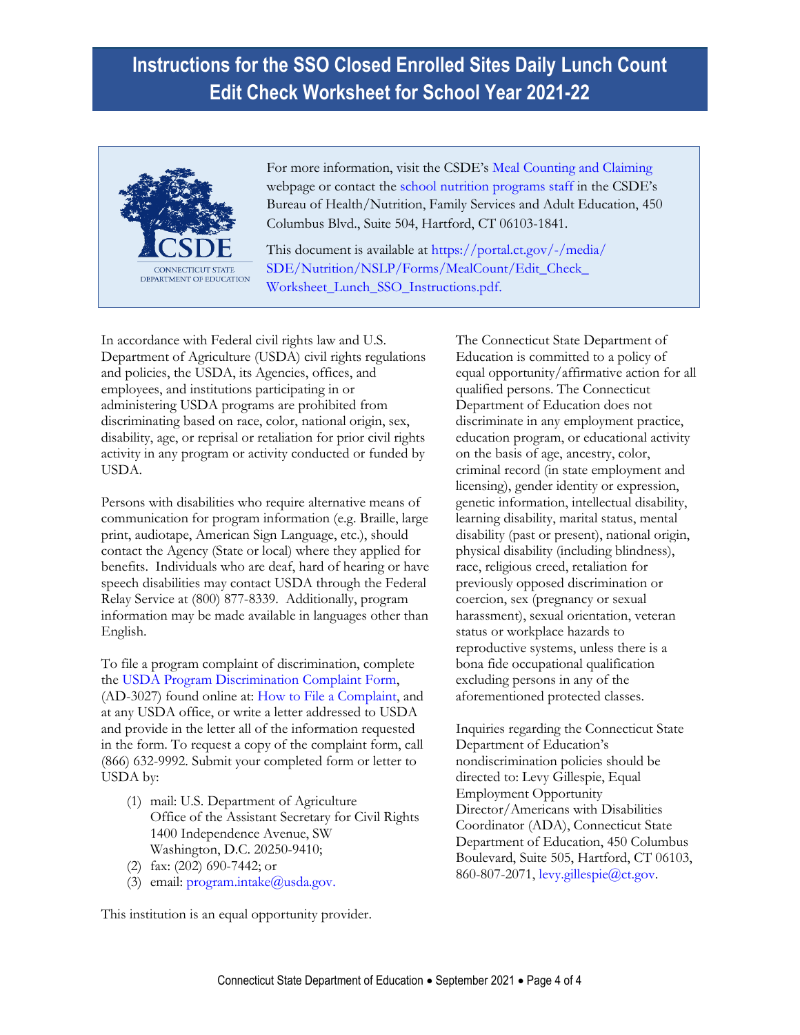# Instructions for the SSO Closed Enrolled Sites Daily Lunch Count Edit Check Worksheet for School Year 2021-22

For more information, visit the CSDE's Meal Counting and Claiming webpage or contact the school nutrition programs staff in the CSDE's Bureau of Health/Nutrition, Family Services and Adult Education, 450 Columbus Blvd., Suite 504, Hartford, CT 06103-1841.

This document is available at https://portal.ct.gov/-/media/SDE/Nutrition/NSLP/Forms/MealCount/Edit_Check_Worksheet_Lunch_SSO_Instructions.pdf.

In accordance with Federal civil rights law and U.S. Department of Agriculture (USDA) civil rights regulations and policies, the USDA, its Agencies, offices, and employees, and institutions participating in or administering USDA programs are prohibited from discriminating based on race, color, national origin, sex, disability, age, or reprisal or retaliation for prior civil rights activity in any program or activity conducted or funded by USDA.

Persons with disabilities who require alternative means of communication for program information (e.g. Braille, large print, audiotape, American Sign Language, etc.), should contact the Agency (State or local) where they applied for benefits. Individuals who are deaf, hard of hearing or have speech disabilities may contact USDA through the Federal Relay Service at (800) 877-8339. Additionally, program information may be made available in languages other than English.

To file a program complaint of discrimination, complete the USDA Program Discrimination Complaint Form, (AD-3027) found online at: How to File a Complaint, and at any USDA office, or write a letter addressed to USDA and provide in the letter all of the information requested in the form. To request a copy of the complaint form, call (866) 632-9992. Submit your completed form or letter to USDA by:

(1) mail: U.S. Department of Agriculture
Office of the Assistant Secretary for Civil Rights
1400 Independence Avenue, SW
Washington, D.C. 20250-9410;
(2) fax: (202) 690-7442; or
(3) email: program.intake@usda.gov.

This institution is an equal opportunity provider.

The Connecticut State Department of Education is committed to a policy of equal opportunity/affirmative action for all qualified persons. The Connecticut Department of Education does not discriminate in any employment practice, education program, or educational activity on the basis of age, ancestry, color, criminal record (in state employment and licensing), gender identity or expression, genetic information, intellectual disability, learning disability, marital status, mental disability (past or present), national origin, physical disability (including blindness), race, religious creed, retaliation for previously opposed discrimination or coercion, sex (pregnancy or sexual harassment), sexual orientation, veteran status or workplace hazards to reproductive systems, unless there is a bona fide occupational qualification excluding persons in any of the aforementioned protected classes.

Inquiries regarding the Connecticut State Department of Education's nondiscrimination policies should be directed to: Levy Gillespie, Equal Employment Opportunity Director/Americans with Disabilities Coordinator (ADA), Connecticut State Department of Education, 450 Columbus Boulevard, Suite 505, Hartford, CT 06103, 860-807-2071, levy.gillespie@ct.gov.